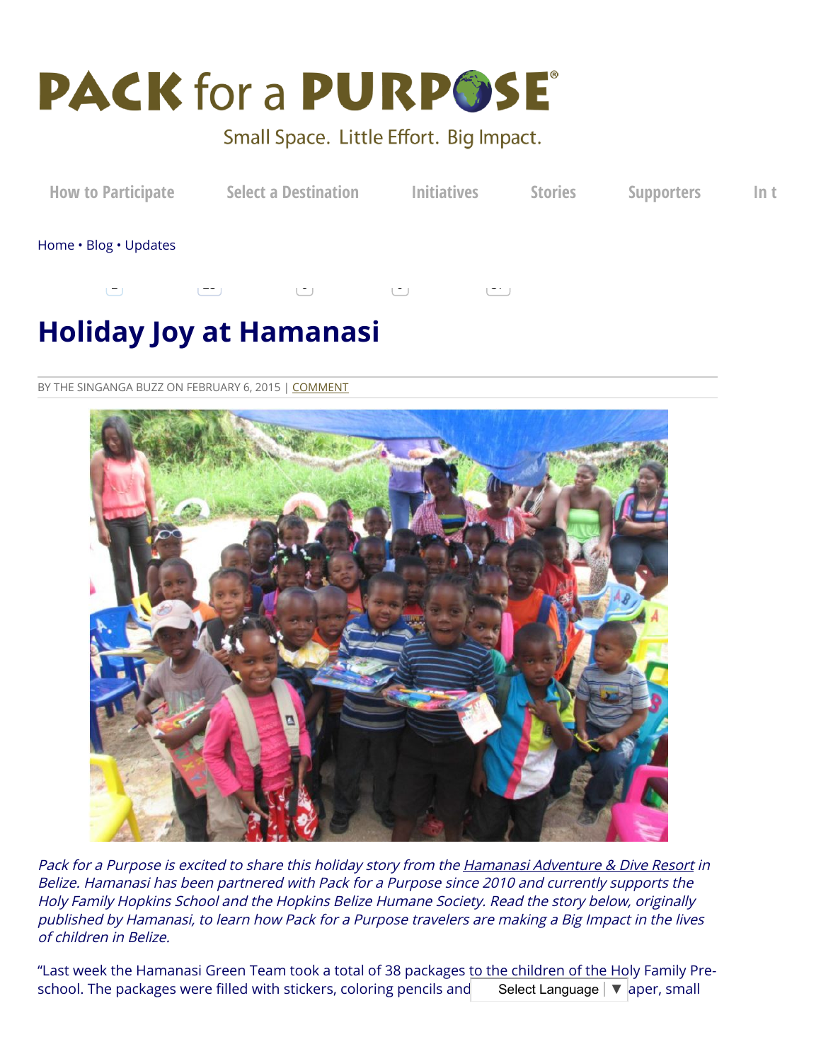# PACK for a PURPOSE®

Small Space. Little Effort. Big Impact.

How to Participate    Select a Destination    Initiatives    Stories    Supporters    In t

Home • Blog • Updates

## Holiday Joy at Hamanasi

BY THE SINGANGA BUZZ ON FEBRUARY 6, 2015 | COMMENT

*Pack for a Purpose is excited to share this holiday story from the Hamanasi Adventure & Dive Resort in Belize. Hamanasi has been partnered with Pack for a Purpose since 2010 and currently supports the Holy Family Hopkins School and the Hopkins Belize Humane Society. Read the story below, originally published by Hamanasi, to learn how Pack for a Purpose travelers are making a Big Impact in the lives of children in Belize.*

"Last week the Hamanasi Green Team took a total of 38 packages to the children of the Holy Family Pre-school. The packages were filled with stickers, coloring pencils and Select Language ▼ aper, small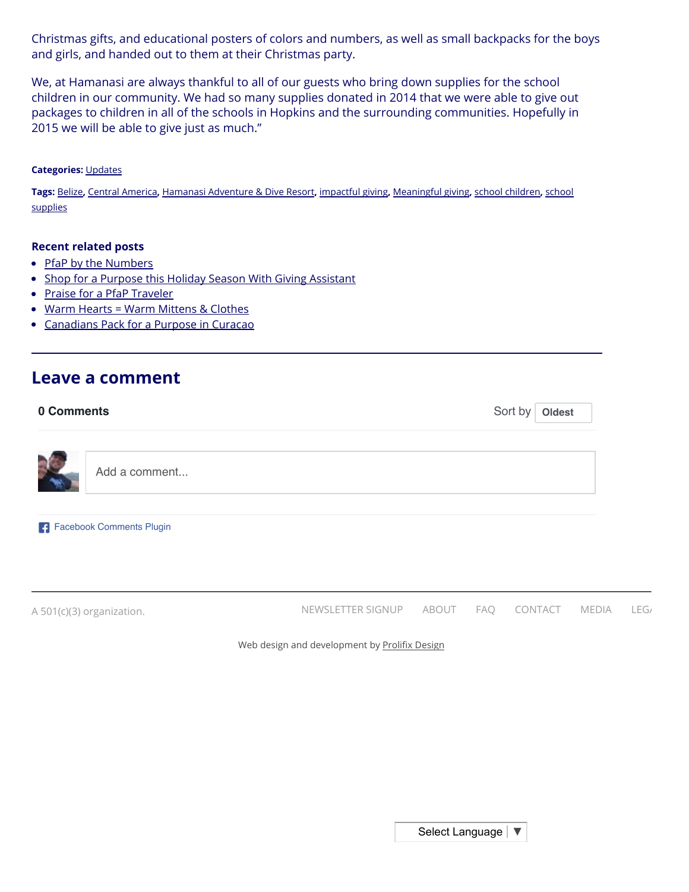Christmas gifts, and educational posters of colors and numbers, as well as small backpacks for the boys and girls, and handed out to them at their Christmas party.

We, at Hamanasi are always thankful to all of our guests who bring down supplies for the school children in our community. We had so many supplies donated in 2014 that we were able to give out packages to children in all of the schools in Hopkins and the surrounding communities. Hopefully in 2015 we will be able to give just as much."

**Categories:** Updates

**Tags:** Belize, Central America, Hamanasi Adventure & Dive Resort, impactful giving, Meaningful giving, school children, school supplies

**Recent related posts**

- PfaP by the Numbers
- Shop for a Purpose this Holiday Season With Giving Assistant
- Praise for a PfaP Traveler
- Warm Hearts = Warm Mittens & Clothes
- Canadians Pack for a Purpose in Curacao

## Leave a comment

**0 Comments** Sort by **Oldest**

Add a comment...

Facebook Comments Plugin

A 501(c)(3) organization.

NEWSLETTER SIGNUP ABOUT FAQ CONTACT MEDIA LEGA

Web design and development by Prolifix Design

Select Language ▼